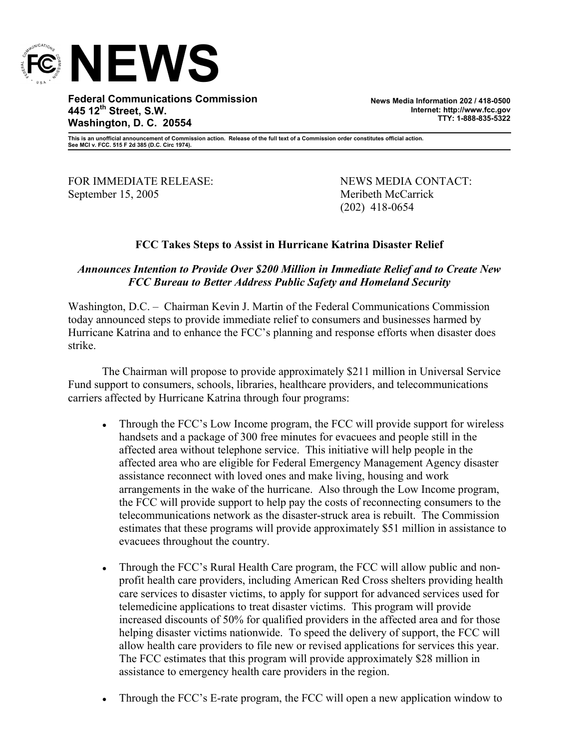# NEWS

**Federal Communications Commission**
**445 12th Street, S.W.**
**Washington, D. C. 20554**

**News Media Information 202 / 418-0500**
**Internet: http://www.fcc.gov**
**TTY: 1-888-835-5322**

**This is an unofficial announcement of Commission action. Release of the full text of a Commission order constitutes official action. See MCI v. FCC. 515 F 2d 385 (D.C. Circ 1974).**

FOR IMMEDIATE RELEASE:
September 15, 2005

NEWS MEDIA CONTACT:
Meribeth McCarrick
(202) 418-0654

## FCC Takes Steps to Assist in Hurricane Katrina Disaster Relief

***Announces Intention to Provide Over $200 Million in Immediate Relief and to Create New FCC Bureau to Better Address Public Safety and Homeland Security***

Washington, D.C. – Chairman Kevin J. Martin of the Federal Communications Commission today announced steps to provide immediate relief to consumers and businesses harmed by Hurricane Katrina and to enhance the FCC's planning and response efforts when disaster does strike.

The Chairman will propose to provide approximately $211 million in Universal Service Fund support to consumers, schools, libraries, healthcare providers, and telecommunications carriers affected by Hurricane Katrina through four programs:

- Through the FCC's Low Income program, the FCC will provide support for wireless handsets and a package of 300 free minutes for evacuees and people still in the affected area without telephone service. This initiative will help people in the affected area who are eligible for Federal Emergency Management Agency disaster assistance reconnect with loved ones and make living, housing and work arrangements in the wake of the hurricane. Also through the Low Income program, the FCC will provide support to help pay the costs of reconnecting consumers to the telecommunications network as the disaster-struck area is rebuilt. The Commission estimates that these programs will provide approximately $51 million in assistance to evacuees throughout the country.

- Through the FCC's Rural Health Care program, the FCC will allow public and non-profit health care providers, including American Red Cross shelters providing health care services to disaster victims, to apply for support for advanced services used for telemedicine applications to treat disaster victims. This program will provide increased discounts of 50% for qualified providers in the affected area and for those helping disaster victims nationwide. To speed the delivery of support, the FCC will allow health care providers to file new or revised applications for services this year. The FCC estimates that this program will provide approximately $28 million in assistance to emergency health care providers in the region.

- Through the FCC's E-rate program, the FCC will open a new application window to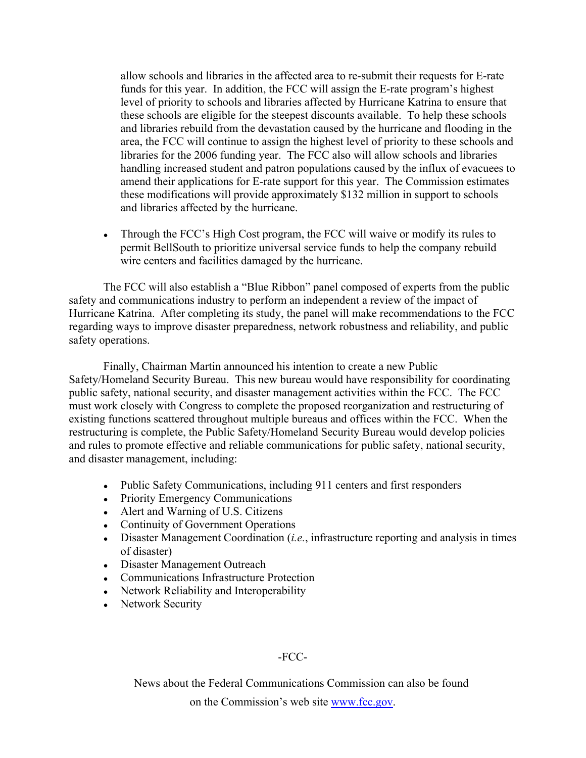allow schools and libraries in the affected area to re-submit their requests for E-rate funds for this year. In addition, the FCC will assign the E-rate program's highest level of priority to schools and libraries affected by Hurricane Katrina to ensure that these schools are eligible for the steepest discounts available. To help these schools and libraries rebuild from the devastation caused by the hurricane and flooding in the area, the FCC will continue to assign the highest level of priority to these schools and libraries for the 2006 funding year. The FCC also will allow schools and libraries handling increased student and patron populations caused by the influx of evacuees to amend their applications for E-rate support for this year. The Commission estimates these modifications will provide approximately $132 million in support to schools and libraries affected by the hurricane.

- Through the FCC's High Cost program, the FCC will waive or modify its rules to permit BellSouth to prioritize universal service funds to help the company rebuild wire centers and facilities damaged by the hurricane.

The FCC will also establish a "Blue Ribbon" panel composed of experts from the public safety and communications industry to perform an independent a review of the impact of Hurricane Katrina. After completing its study, the panel will make recommendations to the FCC regarding ways to improve disaster preparedness, network robustness and reliability, and public safety operations.

Finally, Chairman Martin announced his intention to create a new Public Safety/Homeland Security Bureau. This new bureau would have responsibility for coordinating public safety, national security, and disaster management activities within the FCC. The FCC must work closely with Congress to complete the proposed reorganization and restructuring of existing functions scattered throughout multiple bureaus and offices within the FCC. When the restructuring is complete, the Public Safety/Homeland Security Bureau would develop policies and rules to promote effective and reliable communications for public safety, national security, and disaster management, including:

- Public Safety Communications, including 911 centers and first responders
- Priority Emergency Communications
- Alert and Warning of U.S. Citizens
- Continuity of Government Operations
- Disaster Management Coordination (*i.e.*, infrastructure reporting and analysis in times of disaster)
- Disaster Management Outreach
- Communications Infrastructure Protection
- Network Reliability and Interoperability
- Network Security

-FCC-

News about the Federal Communications Commission can also be found on the Commission's web site [www.fcc.gov](http://www.fcc.gov).